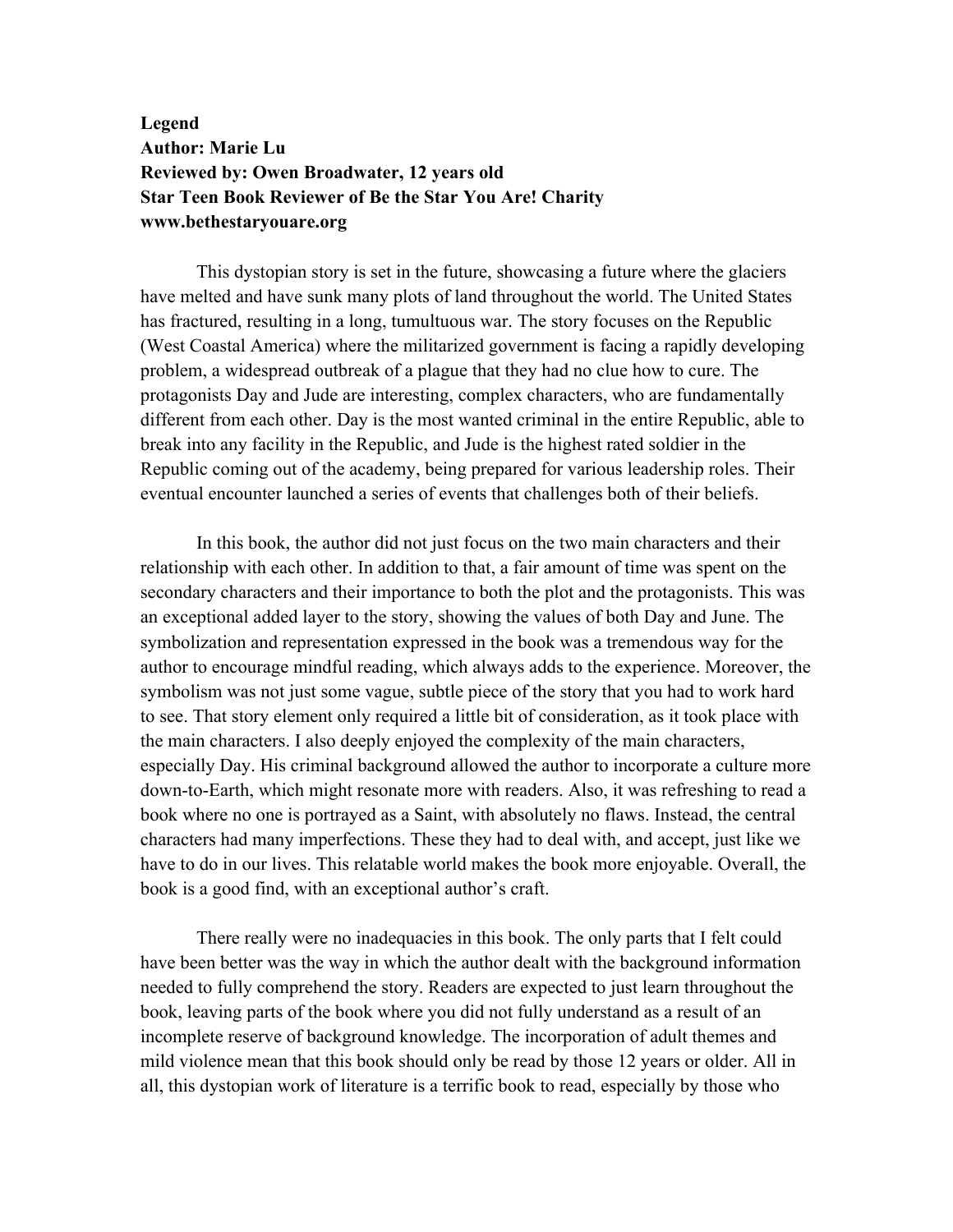**Legend**
**Author: Marie Lu**
**Reviewed by: Owen Broadwater, 12 years old**
**Star Teen Book Reviewer of Be the Star You Are! Charity**
**www.bethestaryouare.org**

This dystopian story is set in the future, showcasing a future where the glaciers have melted and have sunk many plots of land throughout the world. The United States has fractured, resulting in a long, tumultuous war. The story focuses on the Republic (West Coastal America) where the militarized government is facing a rapidly developing problem, a widespread outbreak of a plague that they had no clue how to cure. The protagonists Day and Jude are interesting, complex characters, who are fundamentally different from each other. Day is the most wanted criminal in the entire Republic, able to break into any facility in the Republic, and Jude is the highest rated soldier in the Republic coming out of the academy, being prepared for various leadership roles. Their eventual encounter launched a series of events that challenges both of their beliefs.

In this book, the author did not just focus on the two main characters and their relationship with each other. In addition to that, a fair amount of time was spent on the secondary characters and their importance to both the plot and the protagonists. This was an exceptional added layer to the story, showing the values of both Day and June. The symbolization and representation expressed in the book was a tremendous way for the author to encourage mindful reading, which always adds to the experience. Moreover, the symbolism was not just some vague, subtle piece of the story that you had to work hard to see. That story element only required a little bit of consideration, as it took place with the main characters. I also deeply enjoyed the complexity of the main characters, especially Day. His criminal background allowed the author to incorporate a culture more down-to-Earth, which might resonate more with readers. Also, it was refreshing to read a book where no one is portrayed as a Saint, with absolutely no flaws. Instead, the central characters had many imperfections. These they had to deal with, and accept, just like we have to do in our lives. This relatable world makes the book more enjoyable. Overall, the book is a good find, with an exceptional author's craft.

There really were no inadequacies in this book. The only parts that I felt could have been better was the way in which the author dealt with the background information needed to fully comprehend the story. Readers are expected to just learn throughout the book, leaving parts of the book where you did not fully understand as a result of an incomplete reserve of background knowledge. The incorporation of adult themes and mild violence mean that this book should only be read by those 12 years or older. All in all, this dystopian work of literature is a terrific book to read, especially by those who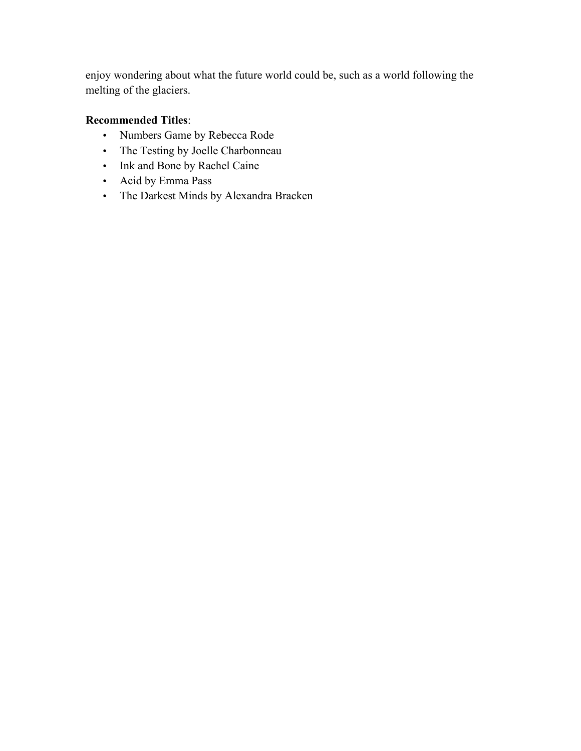enjoy wondering about what the future world could be, such as a world following the melting of the glaciers.

**Recommended Titles**:

- Numbers Game by Rebecca Rode
- The Testing by Joelle Charbonneau
- Ink and Bone by Rachel Caine
- Acid by Emma Pass
- The Darkest Minds by Alexandra Bracken